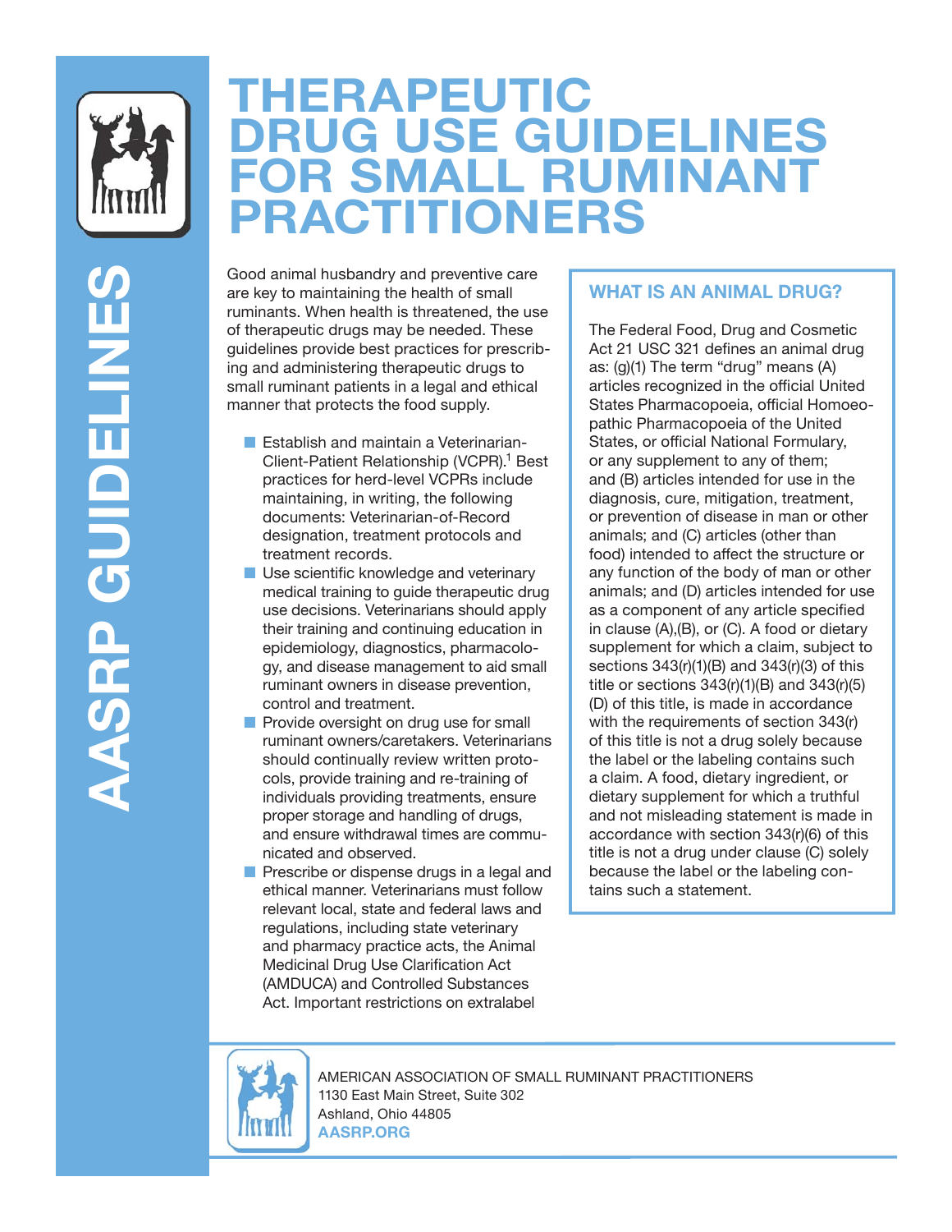# THERAPEUTIC DRUG USE GUIDELINES FOR SMALL RUMINANT PRACTITIONERS

AASRP GUIDELINES

Good animal husbandry and preventive care are key to maintaining the health of small ruminants. When health is threatened, the use of therapeutic drugs may be needed. These guidelines provide best practices for prescribing and administering therapeutic drugs to small ruminant patients in a legal and ethical manner that protects the food supply.

- Establish and maintain a Veterinarian-Client-Patient Relationship (VCPR).[1] Best practices for herd-level VCPRs include maintaining, in writing, the following documents: Veterinarian-of-Record designation, treatment protocols and treatment records.
- Use scientific knowledge and veterinary medical training to guide therapeutic drug use decisions. Veterinarians should apply their training and continuing education in epidemiology, diagnostics, pharmacology, and disease management to aid small ruminant owners in disease prevention, control and treatment.
- Provide oversight on drug use for small ruminant owners/caretakers. Veterinarians should continually review written protocols, provide training and re-training of individuals providing treatments, ensure proper storage and handling of drugs, and ensure withdrawal times are communicated and observed.
- Prescribe or dispense drugs in a legal and ethical manner. Veterinarians must follow relevant local, state and federal laws and regulations, including state veterinary and pharmacy practice acts, the Animal Medicinal Drug Use Clarification Act (AMDUCA) and Controlled Substances Act. Important restrictions on extralabel

## WHAT IS AN ANIMAL DRUG?

The Federal Food, Drug and Cosmetic Act 21 USC 321 defines an animal drug as: (g)(1) The term "drug" means (A) articles recognized in the official United States Pharmacopoeia, official Homoeopathic Pharmacopoeia of the United States, or official National Formulary, or any supplement to any of them; and (B) articles intended for use in the diagnosis, cure, mitigation, treatment, or prevention of disease in man or other animals; and (C) articles (other than food) intended to affect the structure or any function of the body of man or other animals; and (D) articles intended for use as a component of any article specified in clause (A),(B), or (C). A food or dietary supplement for which a claim, subject to sections 343(r)(1)(B) and 343(r)(3) of this title or sections 343(r)(1)(B) and 343(r)(5)(D) of this title, is made in accordance with the requirements of section 343(r) of this title is not a drug solely because the label or the labeling contains such a claim. A food, dietary ingredient, or dietary supplement for which a truthful and not misleading statement is made in accordance with section 343(r)(6) of this title is not a drug under clause (C) solely because the label or the labeling contains such a statement.

AMERICAN ASSOCIATION OF SMALL RUMINANT PRACTITIONERS
1130 East Main Street, Suite 302
Ashland, Ohio 44805
**AASRP.ORG**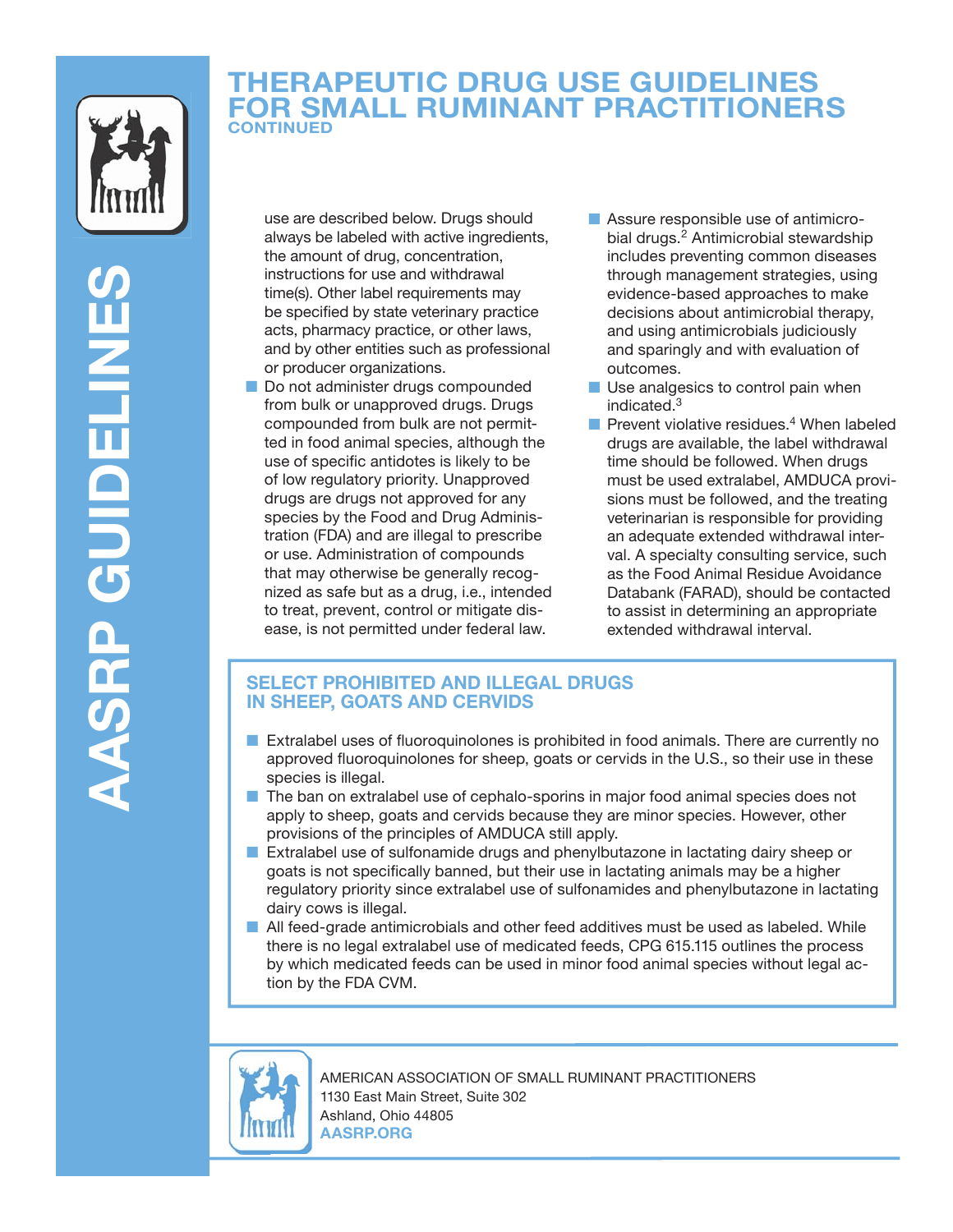## THERAPEUTIC DRUG USE GUIDELINES FOR SMALL RUMINANT PRACTITIONERS CONTINUED

use are described below. Drugs should always be labeled with active ingredients, the amount of drug, concentration, instructions for use and withdrawal time(s). Other label requirements may be specified by state veterinary practice acts, pharmacy practice, or other laws, and by other entities such as professional or producer organizations.

- Do not administer drugs compounded from bulk or unapproved drugs. Drugs compounded from bulk are not permitted in food animal species, although the use of specific antidotes is likely to be of low regulatory priority. Unapproved drugs are drugs not approved for any species by the Food and Drug Administration (FDA) and are illegal to prescribe or use. Administration of compounds that may otherwise be generally recognized as safe but as a drug, i.e., intended to treat, prevent, control or mitigate disease, is not permitted under federal law.
- Assure responsible use of antimicrobial drugs.[2] Antimicrobial stewardship includes preventing common diseases through management strategies, using evidence-based approaches to make decisions about antimicrobial therapy, and using antimicrobials judiciously and sparingly and with evaluation of outcomes.
- Use analgesics to control pain when indicated.[3]
- Prevent violative residues.[4] When labeled drugs are available, the label withdrawal time should be followed. When drugs must be used extralabel, AMDUCA provisions must be followed, and the treating veterinarian is responsible for providing an adequate extended withdrawal interval. A specialty consulting service, such as the Food Animal Residue Avoidance Databank (FARAD), should be contacted to assist in determining an appropriate extended withdrawal interval.

### SELECT PROHIBITED AND ILLEGAL DRUGS IN SHEEP, GOATS AND CERVIDS

- Extralabel uses of fluoroquinolones is prohibited in food animals. There are currently no approved fluoroquinolones for sheep, goats or cervids in the U.S., so their use in these species is illegal.
- The ban on extralabel use of cephalo-sporins in major food animal species does not apply to sheep, goats and cervids because they are minor species. However, other provisions of the principles of AMDUCA still apply.
- Extralabel use of sulfonamide drugs and phenylbutazone in lactating dairy sheep or goats is not specifically banned, but their use in lactating animals may be a higher regulatory priority since extralabel use of sulfonamides and phenylbutazone in lactating dairy cows is illegal.
- All feed-grade antimicrobials and other feed additives must be used as labeled. While there is no legal extralabel use of medicated feeds, CPG 615.115 outlines the process by which medicated feeds can be used in minor food animal species without legal action by the FDA CVM.

AMERICAN ASSOCIATION OF SMALL RUMINANT PRACTITIONERS
1130 East Main Street, Suite 302
Ashland, Ohio 44805
AASRP.ORG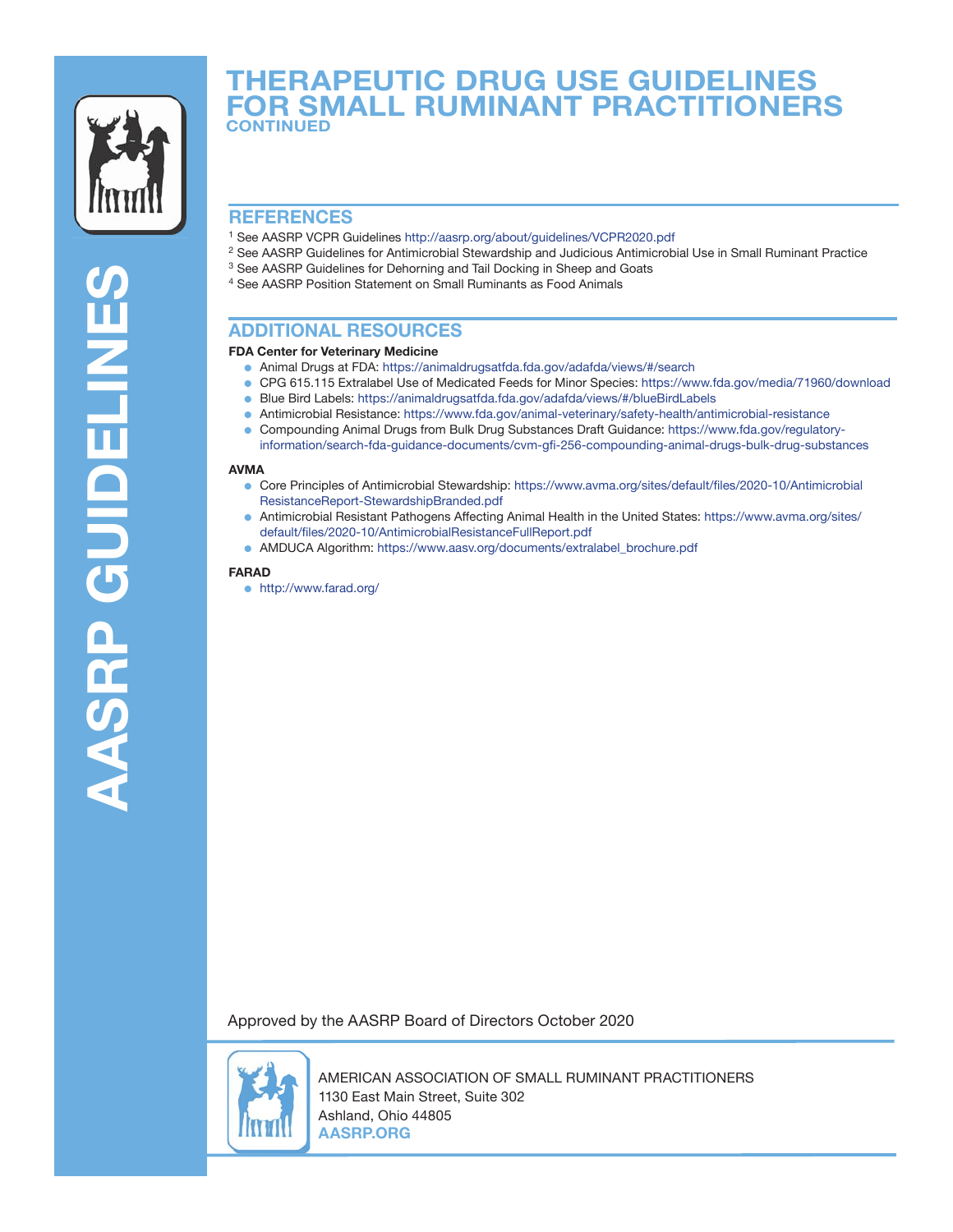# THERAPEUTIC DRUG USE GUIDELINES FOR SMALL RUMINANT PRACTITIONERS

CONTINUED

## REFERENCES

[1] See AASRP VCPR Guidelines http://aasrp.org/about/guidelines/VCPR2020.pdf
[2] See AASRP Guidelines for Antimicrobial Stewardship and Judicious Antimicrobial Use in Small Ruminant Practice
[3] See AASRP Guidelines for Dehorning and Tail Docking in Sheep and Goats
[4] See AASRP Position Statement on Small Ruminants as Food Animals

## ADDITIONAL RESOURCES

**FDA Center for Veterinary Medicine**

- Animal Drugs at FDA: https://animaldrugsatfda.fda.gov/adafda/views/#/search
- CPG 615.115 Extralabel Use of Medicated Feeds for Minor Species: https://www.fda.gov/media/71960/download
- Blue Bird Labels: https://animaldrugsatfda.fda.gov/adafda/views/#/blueBirdLabels
- Antimicrobial Resistance: https://www.fda.gov/animal-veterinary/safety-health/antimicrobial-resistance
- Compounding Animal Drugs from Bulk Drug Substances Draft Guidance: https://www.fda.gov/regulatory-information/search-fda-guidance-documents/cvm-gfi-256-compounding-animal-drugs-bulk-drug-substances

**AVMA**

- Core Principles of Antimicrobial Stewardship: https://www.avma.org/sites/default/files/2020-10/AntimicrobialResistanceReport-StewardshipBranded.pdf
- Antimicrobial Resistant Pathogens Affecting Animal Health in the United States: https://www.avma.org/sites/default/files/2020-10/AntimicrobialResistanceFullReport.pdf
- AMDUCA Algorithm: https://www.aasv.org/documents/extralabel_brochure.pdf

**FARAD**

- http://www.farad.org/

Approved by the AASRP Board of Directors October 2020

AMERICAN ASSOCIATION OF SMALL RUMINANT PRACTITIONERS
1130 East Main Street, Suite 302
Ashland, Ohio 44805
AASRP.ORG